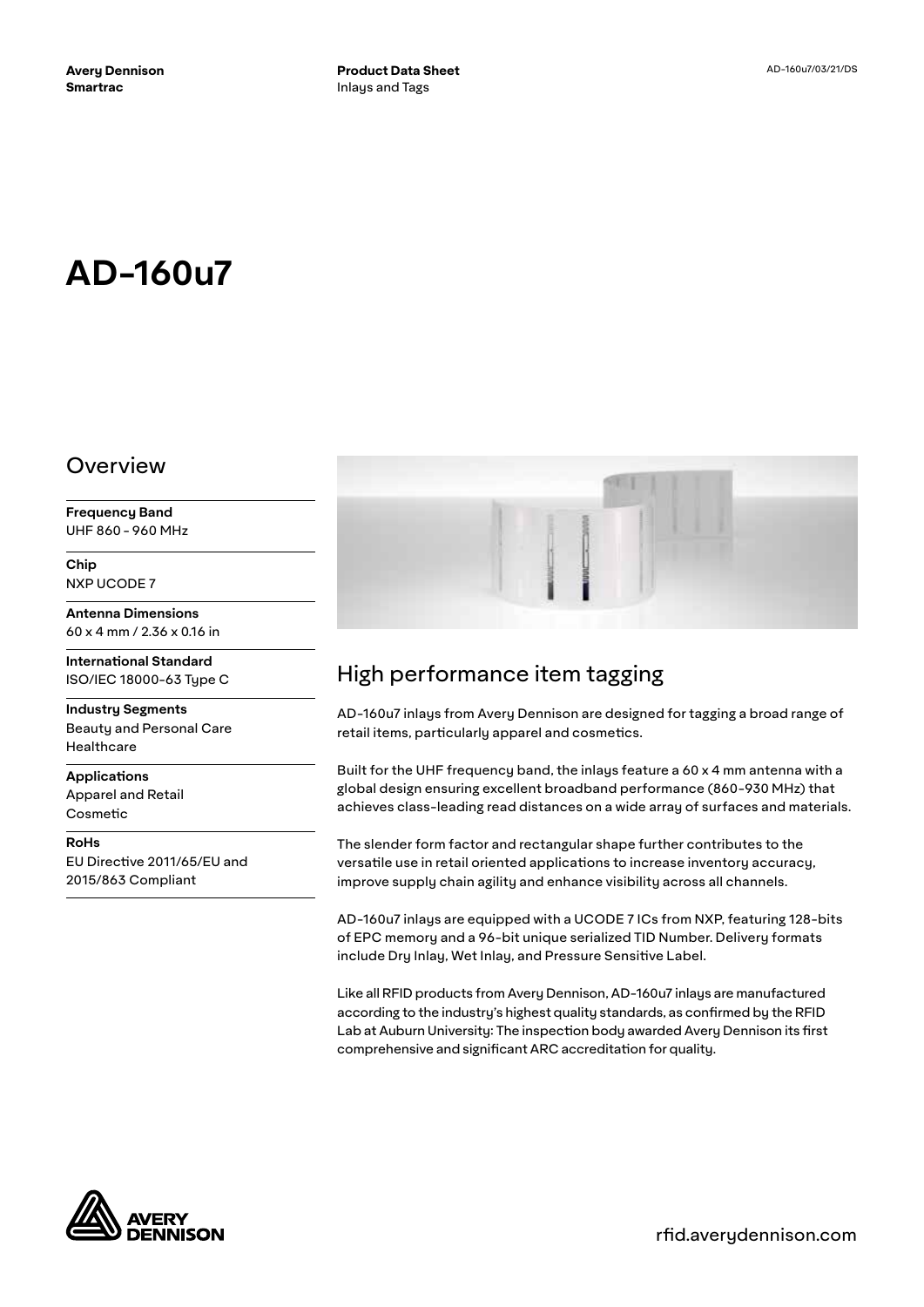Avery Dennison
Smartrac

**Product Data Sheet**
Inlays and Tags

AD-160u7/03/21/DS

# AD-160u7

## Overview

**Frequency Band**
UHF 860 - 960 MHz

**Chip**
NXP UCODE 7

**Antenna Dimensions**
60 x 4 mm / 2.36 x 0.16 in

**International Standard**
ISO/IEC 18000-63 Type C

**Industry Segments**
Beauty and Personal Care
Healthcare

**Applications**
Apparel and Retail
Cosmetic

**RoHs**
EU Directive 2011/65/EU and 2015/863 Compliant

## High performance item tagging

AD-160u7 inlays from Avery Dennison are designed for tagging a broad range of retail items, particularly apparel and cosmetics.

Built for the UHF frequency band, the inlays feature a 60 x 4 mm antenna with a global design ensuring excellent broadband performance (860-930 MHz) that achieves class-leading read distances on a wide array of surfaces and materials.

The slender form factor and rectangular shape further contributes to the versatile use in retail oriented applications to increase inventory accuracy, improve supply chain agility and enhance visibility across all channels.

AD-160u7 inlays are equipped with a UCODE 7 ICs from NXP, featuring 128-bits of EPC memory and a 96-bit unique serialized TID Number. Delivery formats include Dry Inlay, Wet Inlay, and Pressure Sensitive Label.

Like all RFID products from Avery Dennison, AD-160u7 inlays are manufactured according to the industry's highest quality standards, as confirmed by the RFID Lab at Auburn University: The inspection body awarded Avery Dennison its first comprehensive and significant ARC accreditation for quality.

rfid.averydennison.com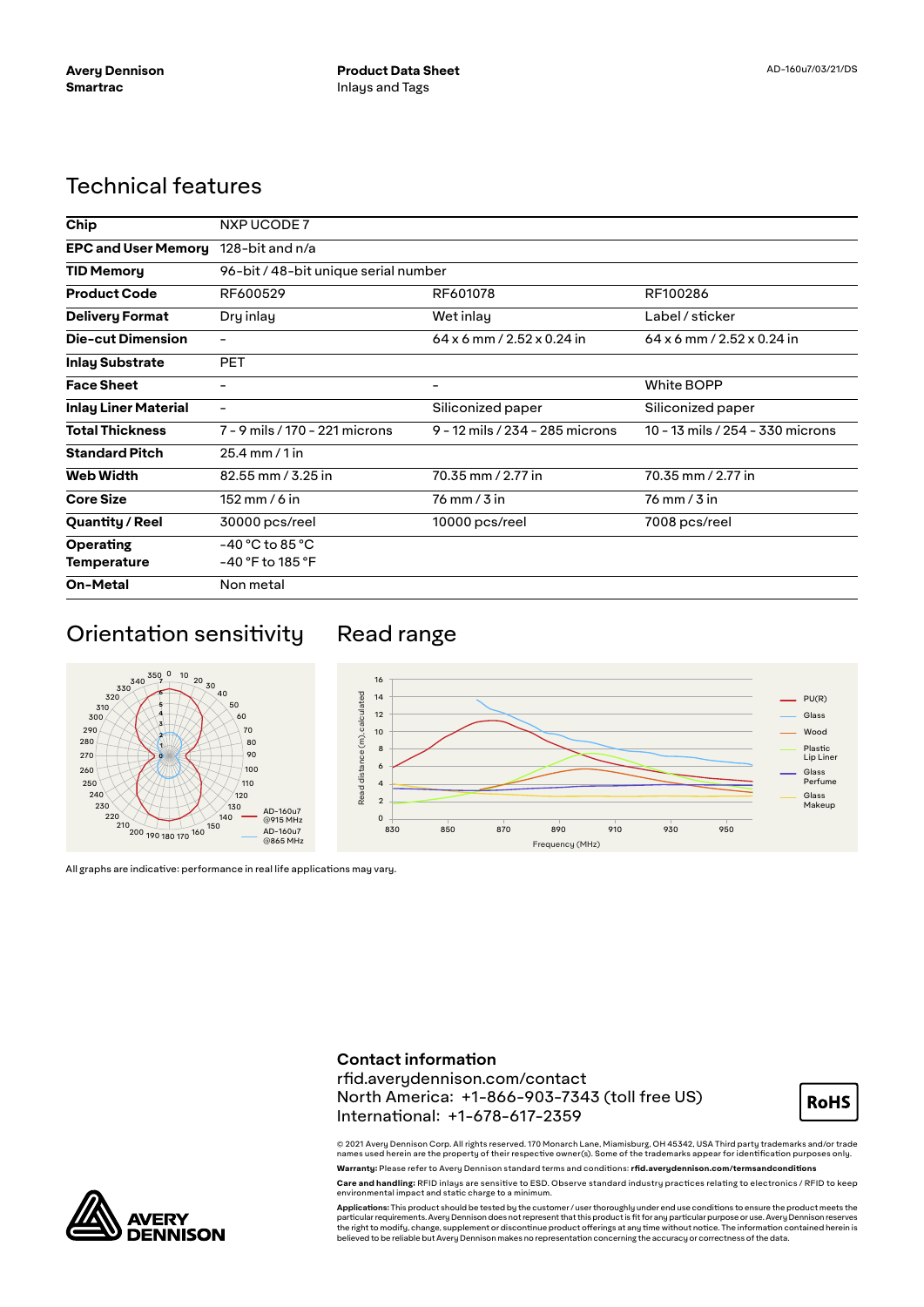# Technical features

| | | | |
|---|---|---|---|
| **Chip** | NXP UCODE 7 | | |
| **EPC and User Memory** | 128-bit and n/a | | |
| **TID Memory** | 96-bit / 48-bit unique serial number | | |
| **Product Code** | RF600529 | RF601078 | RF100286 |
| **Delivery Format** | Dry inlay | Wet inlay | Label / sticker |
| **Die-cut Dimension** | - | 64 x 6 mm / 2.52 x 0.24 in | 64 x 6 mm / 2.52 x 0.24 in |
| **Inlay Substrate** | PET | | |
| **Face Sheet** | - | - | White BOPP |
| **Inlay Liner Material** | - | Siliconized paper | Siliconized paper |
| **Total Thickness** | 7 - 9 mils / 170 - 221 microns | 9 - 12 mils / 234 - 285 microns | 10 - 13 mils / 254 - 330 microns |
| **Standard Pitch** | 25.4 mm / 1 in | | |
| **Web Width** | 82.55 mm / 3.25 in | 70.35 mm / 2.77 in | 70.35 mm / 2.77 in |
| **Core Size** | 152 mm / 6 in | 76 mm / 3 in | 76 mm / 3 in |
| **Quantity / Reel** | 30000 pcs/reel | 10000 pcs/reel | 7008 pcs/reel |
| **Operating Temperature** | -40 °C to 85 °C<br>-40 °F to 185 °F | | |
| **On-Metal** | Non metal | | |

## Orientation sensitivity

AD-160u7 @915 MHz
AD-160u7 @865 MHz

## Read range

Read distance (m), calculated
Frequency (MHz)
PU(R)
Glass
Wood
Plastic Lip Liner
Glass Perfume
Glass Makeup

All graphs are indicative: performance in real life applications may vary.

**Contact information**
rfid.averydennison.com/contact
North America: +1-866-903-7343 (toll free US)
International: +1-678-617-2359

RoHS

© 2021 Avery Dennison Corp. All rights reserved. 170 Monarch Lane, Miamisburg, OH 45342, USA Third party trademarks and/or trade names used herein are the property of their respective owner(s). Some of the trademarks appear for identification purposes only.

**Warranty:** Please refer to Avery Dennison standard terms and conditions: **rfid.averydennison.com/termsandconditions**

**Care and handling:** RFID inlays are sensitive to ESD. Observe standard industry practices relating to electronics / RFID to keep environmental impact and static charge to a minimum.

**Applications:** This product should be tested by the customer / user thoroughly under end use conditions to ensure the product meets the particular requirements. Avery Dennison does not represent that this product is fit for any particular purpose or use. Avery Dennison reserves the right to modify, change, supplement or discontinue product offerings at any time without notice. The information contained herein is believed to be reliable but Avery Dennison makes no representation concerning the accuracy or correctness of the data.

AVERY DENNISON